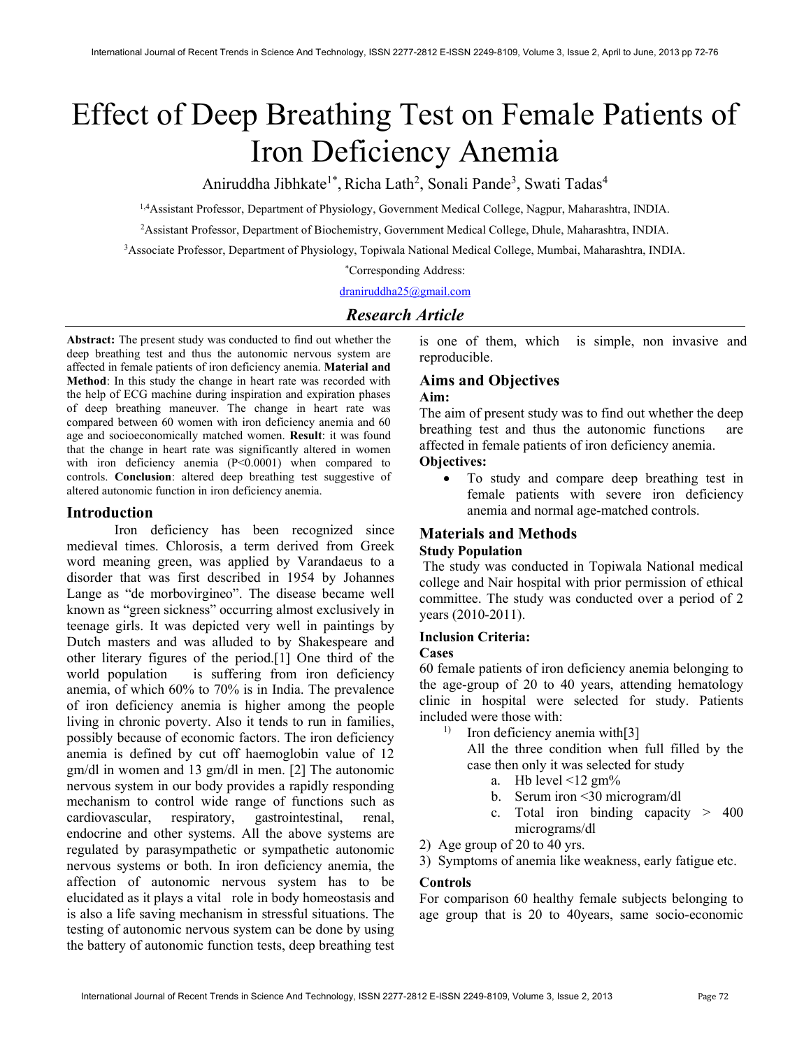# Effect of Deep Breathing Test on Female Patients of Iron Deficiency Anemia

Aniruddha Jibhkate[1*], Richa Lath[2], Sonali Pande[3], Swati Tadas[4]

[1,4]Assistant Professor, Department of Physiology, Government Medical College, Nagpur, Maharashtra, INDIA.

[2]Assistant Professor, Department of Biochemistry, Government Medical College, Dhule, Maharashtra, INDIA.

[3]Associate Professor, Department of Physiology, Topiwala National Medical College, Mumbai, Maharashtra, INDIA.

*Corresponding Address:

draniruddha25@gmail.com

## *Research Article*

**Abstract:** The present study was conducted to find out whether the deep breathing test and thus the autonomic nervous system are affected in female patients of iron deficiency anemia. **Material and Method**: In this study the change in heart rate was recorded with the help of ECG machine during inspiration and expiration phases of deep breathing maneuver. The change in heart rate was compared between 60 women with iron deficiency anemia and 60 age and socioeconomically matched women. **Result**: it was found that the change in heart rate was significantly altered in women with iron deficiency anemia (P<0.0001) when compared to controls. **Conclusion**: altered deep breathing test suggestive of altered autonomic function in iron deficiency anemia.

## Introduction

Iron deficiency has been recognized since medieval times. Chlorosis, a term derived from Greek word meaning green, was applied by Varandaeus to a disorder that was first described in 1954 by Johannes Lange as "de morbovirgineo". The disease became well known as "green sickness" occurring almost exclusively in teenage girls. It was depicted very well in paintings by Dutch masters and was alluded to by Shakespeare and other literary figures of the period.[1] One third of the world population is suffering from iron deficiency anemia, of which 60% to 70% is in India. The prevalence of iron deficiency anemia is higher among the people living in chronic poverty. Also it tends to run in families, possibly because of economic factors. The iron deficiency anemia is defined by cut off haemoglobin value of 12 gm/dl in women and 13 gm/dl in men. [2] The autonomic nervous system in our body provides a rapidly responding mechanism to control wide range of functions such as cardiovascular, respiratory, gastrointestinal, renal, endocrine and other systems. All the above systems are regulated by parasympathetic or sympathetic autonomic nervous systems or both. In iron deficiency anemia, the affection of autonomic nervous system has to be elucidated as it plays a vital role in body homeostasis and is also a life saving mechanism in stressful situations. The testing of autonomic nervous system can be done by using the battery of autonomic function tests, deep breathing test is one of them, which is simple, non invasive and reproducible.

## Aims and Objectives

### Aim:

The aim of present study was to find out whether the deep breathing test and thus the autonomic functions are affected in female patients of iron deficiency anemia.

### Objectives:

- To study and compare deep breathing test in female patients with severe iron deficiency anemia and normal age-matched controls.

## Materials and Methods

### Study Population

The study was conducted in Topiwala National medical college and Nair hospital with prior permission of ethical committee. The study was conducted over a period of 2 years (2010-2011).

### Inclusion Criteria:

#### Cases

60 female patients of iron deficiency anemia belonging to the age-group of 20 to 40 years, attending hematology clinic in hospital were selected for study. Patients included were those with:

1) Iron deficiency anemia with[3]
   All the three condition when full filled by the case then only it was selected for study
   a. Hb level <12 gm%
   b. Serum iron <30 microgram/dl
   c. Total iron binding capacity > 400 micrograms/dl
2) Age group of 20 to 40 yrs.
3) Symptoms of anemia like weakness, early fatigue etc.

#### Controls

For comparison 60 healthy female subjects belonging to age group that is 20 to 40years, same socio-economic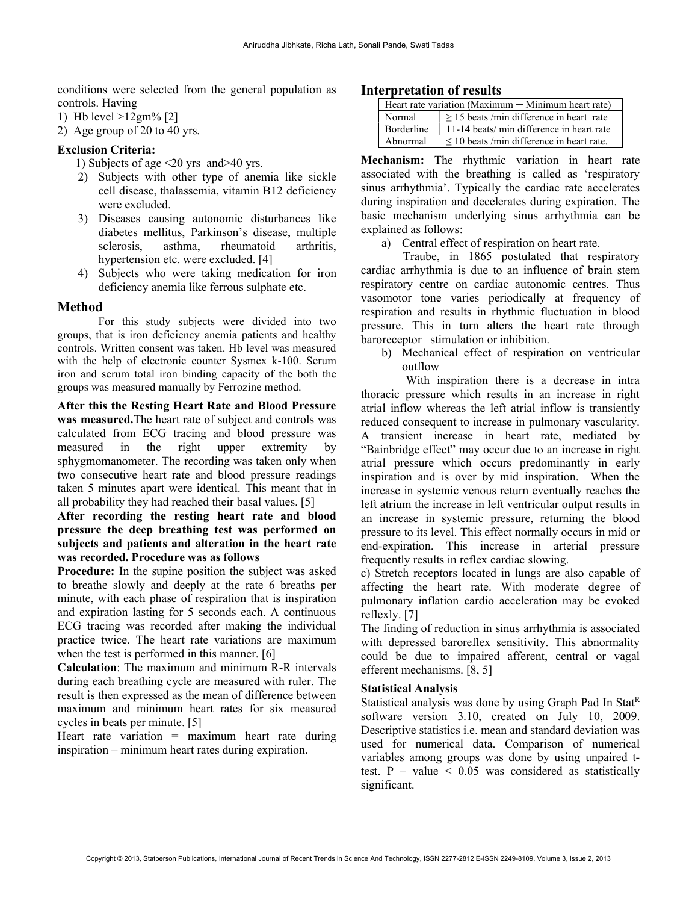conditions were selected from the general population as controls. Having

1) Hb level >12gm% [2]
2) Age group of 20 to 40 yrs.

**Exclusion Criteria:**

1) Subjects of age <20 yrs and>40 yrs.
2) Subjects with other type of anemia like sickle cell disease, thalassemia, vitamin B12 deficiency were excluded.
3) Diseases causing autonomic disturbances like diabetes mellitus, Parkinson's disease, multiple sclerosis, asthma, rheumatoid arthritis, hypertension etc. were excluded. [4]
4) Subjects who were taking medication for iron deficiency anemia like ferrous sulphate etc.

## Method

For this study subjects were divided into two groups, that is iron deficiency anemia patients and healthy controls. Written consent was taken. Hb level was measured with the help of electronic counter Sysmex k-100. Serum iron and serum total iron binding capacity of the both the groups was measured manually by Ferrozine method.

**After this the Resting Heart Rate and Blood Pressure was measured.** The heart rate of subject and controls was calculated from ECG tracing and blood pressure was measured in the right upper extremity by sphygmomanometer. The recording was taken only when two consecutive heart rate and blood pressure readings taken 5 minutes apart were identical. This meant that in all probability they had reached their basal values. [5]

**After recording the resting heart rate and blood pressure the deep breathing test was performed on subjects and patients and alteration in the heart rate was recorded. Procedure was as follows**

**Procedure:** In the supine position the subject was asked to breathe slowly and deeply at the rate 6 breaths per minute, with each phase of respiration that is inspiration and expiration lasting for 5 seconds each. A continuous ECG tracing was recorded after making the individual practice twice. The heart rate variations are maximum when the test is performed in this manner. [6]

**Calculation**: The maximum and minimum R-R intervals during each breathing cycle are measured with ruler. The result is then expressed as the mean of difference between maximum and minimum heart rates for six measured cycles in beats per minute. [5]

Heart rate variation = maximum heart rate during inspiration – minimum heart rates during expiration.

## Interpretation of results

| Heart rate variation (Maximum ─ Minimum heart rate) | |
|---|---|
| Normal | ≥ 15 beats /min difference in heart rate |
| Borderline | 11-14 beats/ min difference in heart rate |
| Abnormal | ≤ 10 beats /min difference in heart rate. |

**Mechanism:** The rhythmic variation in heart rate associated with the breathing is called as 'respiratory sinus arrhythmia'. Typically the cardiac rate accelerates during inspiration and decelerates during expiration. The basic mechanism underlying sinus arrhythmia can be explained as follows:

a) Central effect of respiration on heart rate.

Traube, in 1865 postulated that respiratory cardiac arrhythmia is due to an influence of brain stem respiratory centre on cardiac autonomic centres. Thus vasomotor tone varies periodically at frequency of respiration and results in rhythmic fluctuation in blood pressure. This in turn alters the heart rate through baroreceptor stimulation or inhibition.

b) Mechanical effect of respiration on ventricular outflow

With inspiration there is a decrease in intra thoracic pressure which results in an increase in right atrial inflow whereas the left atrial inflow is transiently reduced consequent to increase in pulmonary vascularity. A transient increase in heart rate, mediated by "Bainbridge effect" may occur due to an increase in right atrial pressure which occurs predominantly in early inspiration and is over by mid inspiration. When the increase in systemic venous return eventually reaches the left atrium the increase in left ventricular output results in an increase in systemic pressure, returning the blood pressure to its level. This effect normally occurs in mid or end-expiration. This increase in arterial pressure frequently results in reflex cardiac slowing.

c) Stretch receptors located in lungs are also capable of affecting the heart rate. With moderate degree of pulmonary inflation cardio acceleration may be evoked reflexly. [7]

The finding of reduction in sinus arrhythmia is associated with depressed baroreflex sensitivity. This abnormality could be due to impaired afferent, central or vagal efferent mechanisms. [8, 5]

### Statistical Analysis

Statistical analysis was done by using Graph Pad In Stat[R] software version 3.10, created on July 10, 2009. Descriptive statistics i.e. mean and standard deviation was used for numerical data. Comparison of numerical variables among groups was done by using unpaired t-test. P – value < 0.05 was considered as statistically significant.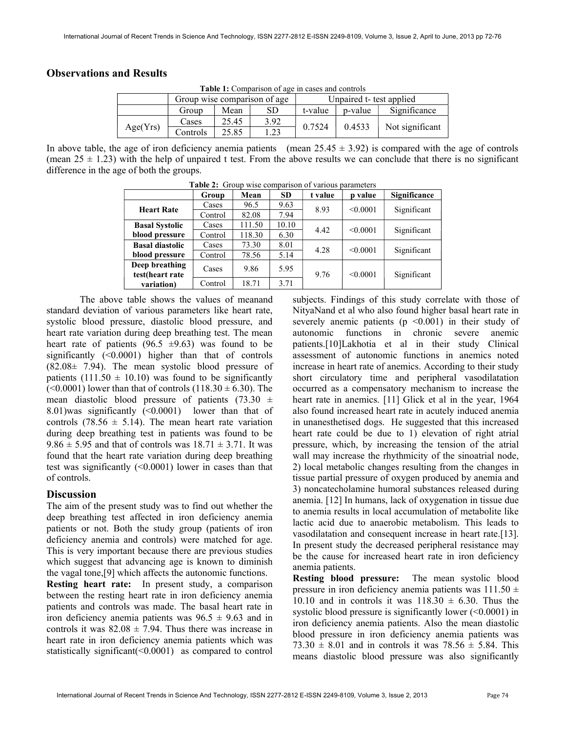## Observations and Results

**Table 1:** Comparison of age in cases and controls

| | Group wise comparison of age | | | Unpaired t- test applied | | |
|---|---|---|---|---|---|---|
| | Group | Mean | SD | t-value | p-value | Significance |
| Age(Yrs) | Cases | 25.45 | 3.92 | 0.7524 | 0.4533 | Not significant |
| | Controls | 25.85 | 1.23 | | | |

In above table, the age of iron deficiency anemia patients (mean 25.45 ± 3.92) is compared with the age of controls (mean 25 ± 1.23) with the help of unpaired t test. From the above results we can conclude that there is no significant difference in the age of both the groups.

**Table 2:** Group wise comparison of various parameters

| | Group | Mean | SD | t value | p value | Significance |
|---|---|---|---|---|---|---|
| **Heart Rate** | Cases | 96.5 | 9.63 | 8.93 | <0.0001 | Significant |
| | Control | 82.08 | 7.94 | | | |
| **Basal Systolic blood pressure** | Cases | 111.50 | 10.10 | 4.42 | <0.0001 | Significant |
| | Control | 118.30 | 6.30 | | | |
| **Basal diastolic blood pressure** | Cases | 73.30 | 8.01 | 4.28 | <0.0001 | Significant |
| | Control | 78.56 | 5.14 | | | |
| **Deep breathing test(heart rate variation)** | Cases | 9.86 | 5.95 | 9.76 | <0.0001 | Significant |
| | Control | 18.71 | 3.71 | | | |

The above table shows the values of meanand standard deviation of various parameters like heart rate, systolic blood pressure, diastolic blood pressure, and heart rate variation during deep breathing test. The mean heart rate of patients (96.5 ±9.63) was found to be significantly (<0.0001) higher than that of controls (82.08± 7.94). The mean systolic blood pressure of patients (111.50 ± 10.10) was found to be significantly (<0.0001) lower than that of controls (118.30 ± 6.30). The mean diastolic blood pressure of patients (73.30 ± 8.01)was significantly (<0.0001) lower than that of controls (78.56 ± 5.14). The mean heart rate variation during deep breathing test in patients was found to be 9.86 ± 5.95 and that of controls was 18.71 ± 3.71. It was found that the heart rate variation during deep breathing test was significantly (<0.0001) lower in cases than that of controls.

## Discussion

The aim of the present study was to find out whether the deep breathing test affected in iron deficiency anemia patients or not. Both the study group (patients of iron deficiency anemia and controls) were matched for age. This is very important because there are previous studies which suggest that advancing age is known to diminish the vagal tone,[9] which affects the autonomic functions.

**Resting heart rate:** In present study, a comparison between the resting heart rate in iron deficiency anemia patients and controls was made. The basal heart rate in iron deficiency anemia patients was 96.5 ± 9.63 and in controls it was 82.08 ± 7.94. Thus there was increase in heart rate in iron deficiency anemia patients which was statistically significant(<0.0001) as compared to control subjects. Findings of this study correlate with those of NityaNand et al who also found higher basal heart rate in severely anemic patients (p <0.001) in their study of autonomic functions in chronic severe anemic patients.[10]Lakhotia et al in their study Clinical assessment of autonomic functions in anemics noted increase in heart rate of anemics. According to their study short circulatory time and peripheral vasodilatation occurred as a compensatory mechanism to increase the heart rate in anemics. [11] Glick et al in the year, 1964 also found increased heart rate in acutely induced anemia in unanesthetised dogs. He suggested that this increased heart rate could be due to 1) elevation of right atrial pressure, which, by increasing the tension of the atrial wall may increase the rhythmicity of the sinoatrial node, 2) local metabolic changes resulting from the changes in tissue partial pressure of oxygen produced by anemia and 3) noncatecholamine humoral substances released during anemia. [12] In humans, lack of oxygenation in tissue due to anemia results in local accumulation of metabolite like lactic acid due to anaerobic metabolism. This leads to vasodilatation and consequent increase in heart rate.[13]. In present study the decreased peripheral resistance may be the cause for increased heart rate in iron deficiency anemia patients.

**Resting blood pressure:** The mean systolic blood pressure in iron deficiency anemia patients was 111.50 ± 10.10 and in controls it was 118.30 ± 6.30. Thus the systolic blood pressure is significantly lower (<0.0001) in iron deficiency anemia patients. Also the mean diastolic blood pressure in iron deficiency anemia patients was 73.30 ± 8.01 and in controls it was 78.56 ± 5.84. This means diastolic blood pressure was also significantly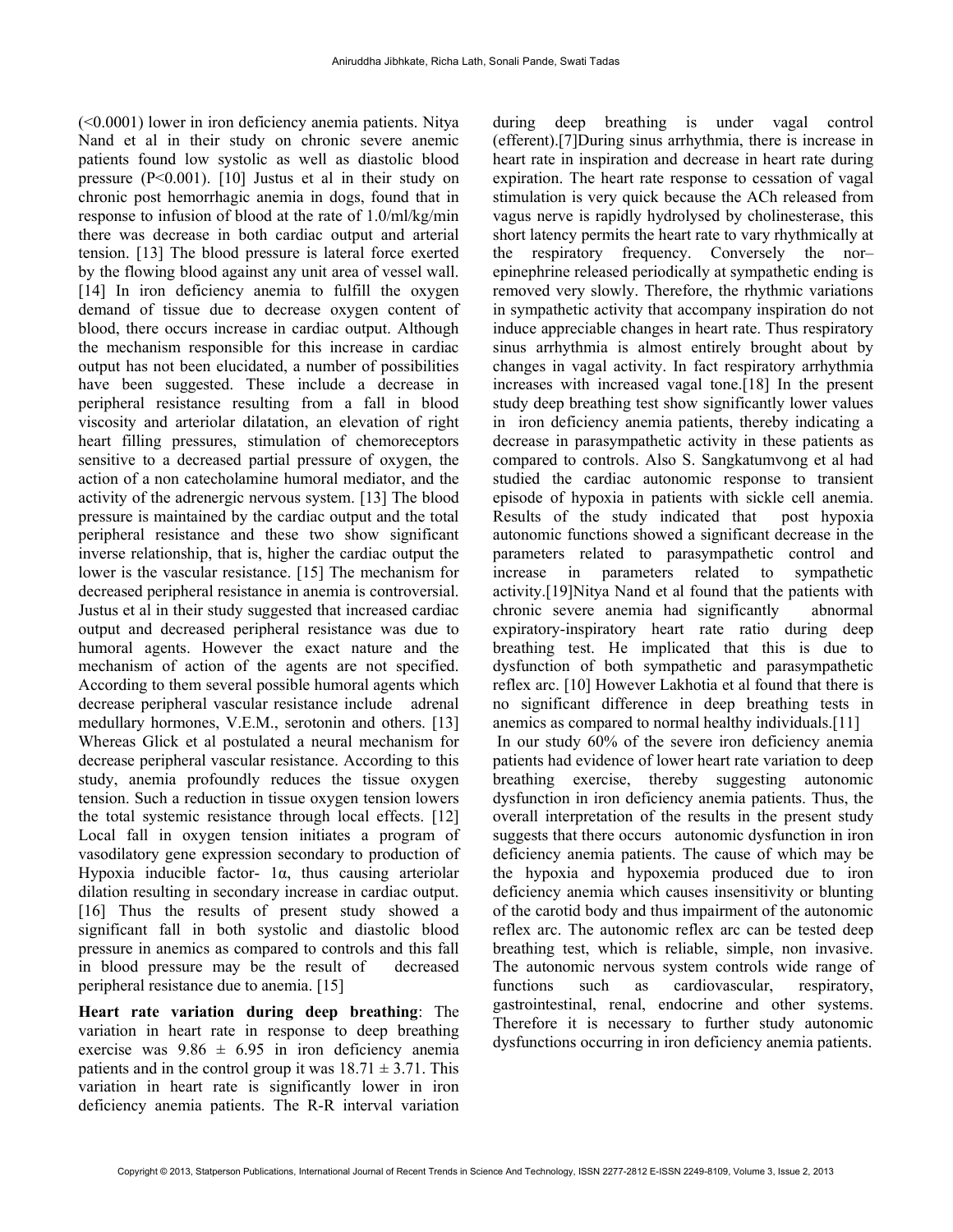(<0.0001) lower in iron deficiency anemia patients. Nitya Nand et al in their study on chronic severe anemic patients found low systolic as well as diastolic blood pressure ($P<0.001$). [10] Justus et al in their study on chronic post hemorrhagic anemia in dogs, found that in response to infusion of blood at the rate of 1.0/ml/kg/min there was decrease in both cardiac output and arterial tension. [13] The blood pressure is lateral force exerted by the flowing blood against any unit area of vessel wall. [14] In iron deficiency anemia to fulfill the oxygen demand of tissue due to decrease oxygen content of blood, there occurs increase in cardiac output. Although the mechanism responsible for this increase in cardiac output has not been elucidated, a number of possibilities have been suggested. These include a decrease in peripheral resistance resulting from a fall in blood viscosity and arteriolar dilatation, an elevation of right heart filling pressures, stimulation of chemoreceptors sensitive to a decreased partial pressure of oxygen, the action of a non catecholamine humoral mediator, and the activity of the adrenergic nervous system. [13] The blood pressure is maintained by the cardiac output and the total peripheral resistance and these two show significant inverse relationship, that is, higher the cardiac output the lower is the vascular resistance. [15] The mechanism for decreased peripheral resistance in anemia is controversial. Justus et al in their study suggested that increased cardiac output and decreased peripheral resistance was due to humoral agents. However the exact nature and the mechanism of action of the agents are not specified. According to them several possible humoral agents which decrease peripheral vascular resistance include adrenal medullary hormones, V.E.M., serotonin and others. [13] Whereas Glick et al postulated a neural mechanism for decrease peripheral vascular resistance. According to this study, anemia profoundly reduces the tissue oxygen tension. Such a reduction in tissue oxygen tension lowers the total systemic resistance through local effects. [12] Local fall in oxygen tension initiates a program of vasodilatory gene expression secondary to production of Hypoxia inducible factor- 1α, thus causing arteriolar dilation resulting in secondary increase in cardiac output. [16] Thus the results of present study showed a significant fall in both systolic and diastolic blood pressure in anemics as compared to controls and this fall in blood pressure may be the result of decreased peripheral resistance due to anemia. [15]

**Heart rate variation during deep breathing**: The variation in heart rate in response to deep breathing exercise was $9.86 \pm 6.95$ in iron deficiency anemia patients and in the control group it was $18.71 \pm 3.71$. This variation in heart rate is significantly lower in iron deficiency anemia patients. The R-R interval variation during deep breathing is under vagal control (efferent).[7]During sinus arrhythmia, there is increase in heart rate in inspiration and decrease in heart rate during expiration. The heart rate response to cessation of vagal stimulation is very quick because the ACh released from vagus nerve is rapidly hydrolysed by cholinesterase, this short latency permits the heart rate to vary rhythmically at the respiratory frequency. Conversely the nor–epinephrine released periodically at sympathetic ending is removed very slowly. Therefore, the rhythmic variations in sympathetic activity that accompany inspiration do not induce appreciable changes in heart rate. Thus respiratory sinus arrhythmia is almost entirely brought about by changes in vagal activity. In fact respiratory arrhythmia increases with increased vagal tone.[18] In the present study deep breathing test show significantly lower values in iron deficiency anemia patients, thereby indicating a decrease in parasympathetic activity in these patients as compared to controls. Also S. Sangkatumvong et al had studied the cardiac autonomic response to transient episode of hypoxia in patients with sickle cell anemia. Results of the study indicated that post hypoxia autonomic functions showed a significant decrease in the parameters related to parasympathetic control and increase in parameters related to sympathetic activity.[19]Nitya Nand et al found that the patients with chronic severe anemia had significantly abnormal expiratory-inspiratory heart rate ratio during deep breathing test. He implicated that this is due to dysfunction of both sympathetic and parasympathetic reflex arc. [10] However Lakhotia et al found that there is no significant difference in deep breathing tests in anemics as compared to normal healthy individuals.[11]

In our study 60% of the severe iron deficiency anemia patients had evidence of lower heart rate variation to deep breathing exercise, thereby suggesting autonomic dysfunction in iron deficiency anemia patients. Thus, the overall interpretation of the results in the present study suggests that there occurs autonomic dysfunction in iron deficiency anemia patients. The cause of which may be the hypoxia and hypoxemia produced due to iron deficiency anemia which causes insensitivity or blunting of the carotid body and thus impairment of the autonomic reflex arc. The autonomic reflex arc can be tested deep breathing test, which is reliable, simple, non invasive. The autonomic nervous system controls wide range of functions such as cardiovascular, respiratory, gastrointestinal, renal, endocrine and other systems. Therefore it is necessary to further study autonomic dysfunctions occurring in iron deficiency anemia patients.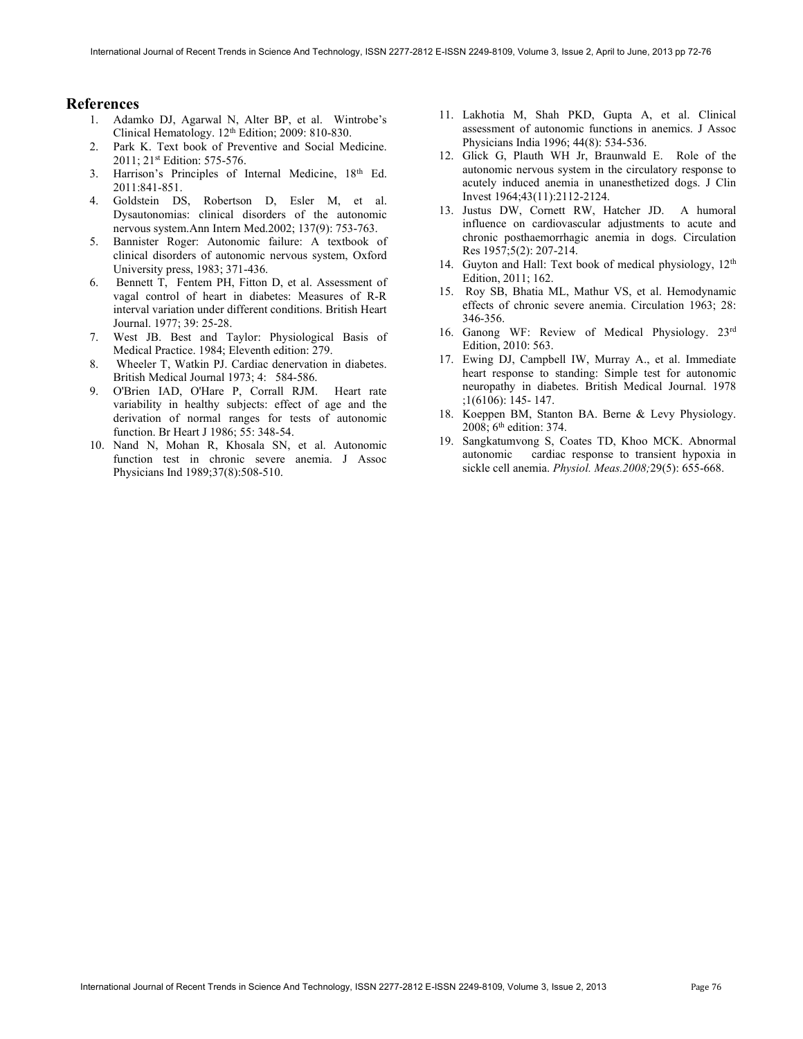## References

1. Adamko DJ, Agarwal N, Alter BP, et al. Wintrobe's Clinical Hematology. 12th Edition; 2009: 810-830.
2. Park K. Text book of Preventive and Social Medicine. 2011; 21st Edition: 575-576.
3. Harrison's Principles of Internal Medicine, 18th Ed. 2011:841-851.
4. Goldstein DS, Robertson D, Esler M, et al. Dysautonomias: clinical disorders of the autonomic nervous system.Ann Intern Med.2002; 137(9): 753-763.
5. Bannister Roger: Autonomic failure: A textbook of clinical disorders of autonomic nervous system, Oxford University press, 1983; 371-436.
6. Bennett T, Fentem PH, Fitton D, et al. Assessment of vagal control of heart in diabetes: Measures of R-R interval variation under different conditions. British Heart Journal. 1977; 39: 25-28.
7. West JB. Best and Taylor: Physiological Basis of Medical Practice. 1984; Eleventh edition: 279.
8. Wheeler T, Watkin PJ. Cardiac denervation in diabetes. British Medical Journal 1973; 4: 584-586.
9. O'Brien IAD, O'Hare P, Corrall RJM. Heart rate variability in healthy subjects: effect of age and the derivation of normal ranges for tests of autonomic function. Br Heart J 1986; 55: 348-54.
10. Nand N, Mohan R, Khosala SN, et al. Autonomic function test in chronic severe anemia. J Assoc Physicians Ind 1989;37(8):508-510.
11. Lakhotia M, Shah PKD, Gupta A, et al. Clinical assessment of autonomic functions in anemics. J Assoc Physicians India 1996; 44(8): 534-536.
12. Glick G, Plauth WH Jr, Braunwald E. Role of the autonomic nervous system in the circulatory response to acutely induced anemia in unanesthetized dogs. J Clin Invest 1964;43(11):2112-2124.
13. Justus DW, Cornett RW, Hatcher JD. A humoral influence on cardiovascular adjustments to acute and chronic posthaemorrhagic anemia in dogs. Circulation Res 1957;5(2): 207-214.
14. Guyton and Hall: Text book of medical physiology, 12th Edition, 2011; 162.
15. Roy SB, Bhatia ML, Mathur VS, et al. Hemodynamic effects of chronic severe anemia. Circulation 1963; 28: 346-356.
16. Ganong WF: Review of Medical Physiology. 23rd Edition, 2010: 563.
17. Ewing DJ, Campbell IW, Murray A., et al. Immediate heart response to standing: Simple test for autonomic neuropathy in diabetes. British Medical Journal. 1978 ;1(6106): 145- 147.
18. Koeppen BM, Stanton BA. Berne & Levy Physiology. 2008; 6th edition: 374.
19. Sangkatumvong S, Coates TD, Khoo MCK. Abnormal autonomic cardiac response to transient hypoxia in sickle cell anemia. *Physiol. Meas.2008;*29(5): 655-668.